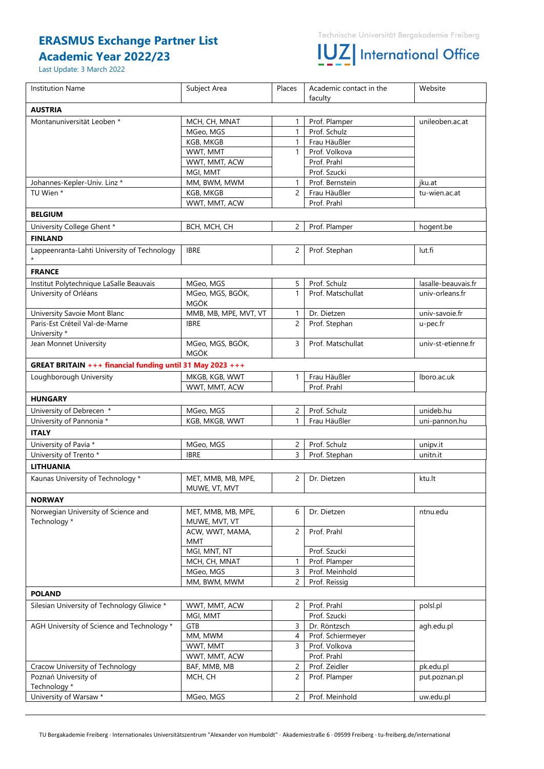# ERASMUS Exchange Partner List Academic Year 2022/23

Last Update: 3 March 2022

Technische Universität Bergakademie Freiberg

IUZ | International Office

| Institution Name | Subject Area | Places | Academic contact in the faculty | Website |
|---|---|---|---|---|
| **AUSTRIA** | | | | |
| Montanuniversität Leoben * | MCH, CH, MNAT | 1 | Prof. Plamper | unileoben.ac.at |
| | MGeo, MGS | 1 | Prof. Schulz | |
| | KGB, MKGB | 1 | Frau Häußler | |
| | WWT, MMT | 1 | Prof. Volkova | |
| | WWT, MMT, ACW | | Prof. Prahl | |
| | MGI, MMT | | Prof. Szucki | |
| Johannes-Kepler-Univ. Linz * | MM, BWM, MWM | 1 | Prof. Bernstein | jku.at |
| TU Wien * | KGB, MKGB | 2 | Frau Häußler | tu-wien.ac.at |
| | WWT, MMT, ACW | | Prof. Prahl | |
| **BELGIUM** | | | | |
| University College Ghent * | BCH, MCH, CH | 2 | Prof. Plamper | hogent.be |
| **FINLAND** | | | | |
| Lappeenranta-Lahti University of Technology * | IBRE | 2 | Prof. Stephan | lut.fi |
| **FRANCE** | | | | |
| Institut Polytechnique LaSalle Beauvais | MGeo, MGS | 5 | Prof. Schulz | lasalle-beauvais.fr |
| University of Orléans | MGeo, MGS, BGÖK, MGÖK | 1 | Prof. Matschullat | univ-orleans.fr |
| University Savoie Mont Blanc | MMB, MB, MPE, MVT, VT | 1 | Dr. Dietzen | univ-savoie.fr |
| Paris-Est Créteil Val-de-Marne University * | IBRE | 2 | Prof. Stephan | u-pec.fr |
| Jean Monnet University | MGeo, MGS, BGÖK, MGÖK | 3 | Prof. Matschullat | univ-st-etienne.fr |
| **GREAT BRITAIN** +++ financial funding until 31 May 2023 +++ | | | | |
| Loughborough University | MKGB, KGB, WWT | 1 | Frau Häußler | lboro.ac.uk |
| | WWT, MMT, ACW | | Prof. Prahl | |
| **HUNGARY** | | | | |
| University of Debrecen * | MGeo, MGS | 2 | Prof. Schulz | unideb.hu |
| University of Pannonia * | KGB, MKGB, WWT | 1 | Frau Häußler | uni-pannon.hu |
| **ITALY** | | | | |
| University of Pavia * | MGeo, MGS | 2 | Prof. Schulz | unipv.it |
| University of Trento * | IBRE | 3 | Prof. Stephan | unitn.it |
| **LITHUANIA** | | | | |
| Kaunas University of Technology * | MET, MMB, MB, MPE, MUWE, VT, MVT | 2 | Dr. Dietzen | ktu.lt |
| **NORWAY** | | | | |
| Norwegian University of Science and Technology * | MET, MMB, MB, MPE, MUWE, MVT, VT | 6 | Dr. Dietzen | ntnu.edu |
| | ACW, WWT, MAMA, MMT | 2 | Prof. Prahl | |
| | MGI, MNT, NT | | Prof. Szucki | |
| | MCH, CH, MNAT | 1 | Prof. Plamper | |
| | MGeo, MGS | 3 | Prof. Meinhold | |
| | MM, BWM, MWM | 2 | Prof. Reissig | |
| **POLAND** | | | | |
| Silesian University of Technology Gliwice * | WWT, MMT, ACW | 2 | Prof. Prahl | polsl.pl |
| | MGI, MMT | | Prof. Szucki | |
| AGH University of Science and Technology * | GTB | 3 | Dr. Röntzsch | agh.edu.pl |
| | MM, MWM | 4 | Prof. Schiermeyer | |
| | WWT, MMT | 3 | Prof. Volkova | |
| | WWT, MMT, ACW | | Prof. Prahl | |
| Cracow University of Technology | BAF, MMB, MB | 2 | Prof. Zeidler | pk.edu.pl |
| Poznań University of Technology * | MCH, CH | 2 | Prof. Plamper | put.poznan.pl |
| University of Warsaw * | MGeo, MGS | 2 | Prof. Meinhold | uw.edu.pl |

TU Bergakademie Freiberg · Internationales Universitätszentrum "Alexander von Humboldt" · Akademiestraße 6 · 09599 Freiberg · tu-freiberg.de/international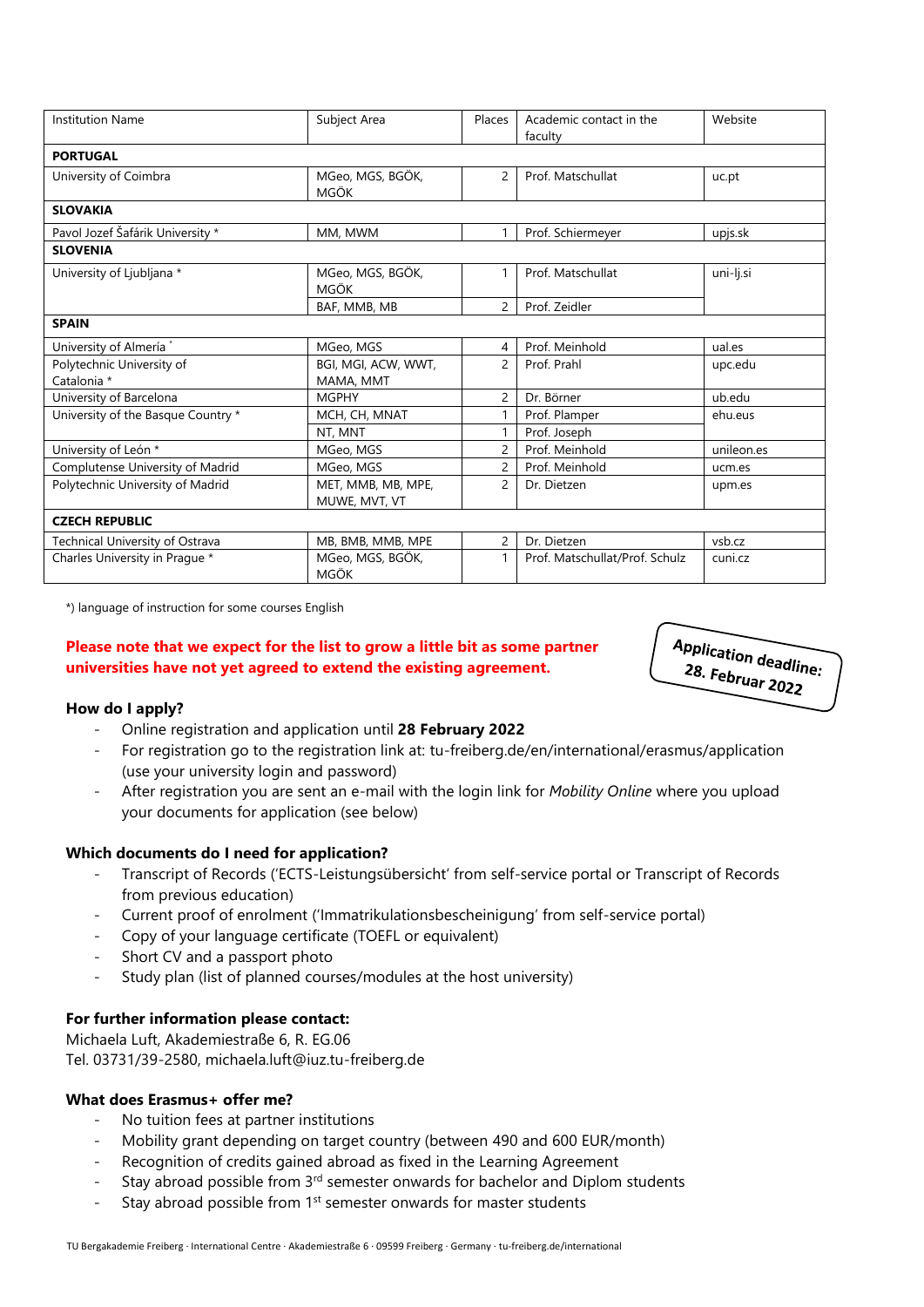| Institution Name | Subject Area | Places | Academic contact in the faculty | Website |
|---|---|---|---|---|
| **PORTUGAL** | | | | |
| University of Coimbra | MGeo, MGS, BGÖK, MGÖK | 2 | Prof. Matschullat | uc.pt |
| **SLOVAKIA** | | | | |
| Pavol Jozef Šafárik University * | MM, MWM | 1 | Prof. Schiermeyer | upjs.sk |
| **SLOVENIA** | | | | |
| University of Ljubljana * | MGeo, MGS, BGÖK, MGÖK | 1 | Prof. Matschullat | uni-lj.si |
| | BAF, MMB, MB | 2 | Prof. Zeidler | |
| **SPAIN** | | | | |
| University of Almería * | MGeo, MGS | 4 | Prof. Meinhold | ual.es |
| Polytechnic University of Catalonia * | BGI, MGI, ACW, WWT, MAMA, MMT | 2 | Prof. Prahl | upc.edu |
| University of Barcelona | MGPHY | 2 | Dr. Börner | ub.edu |
| University of the Basque Country * | MCH, CH, MNAT | 1 | Prof. Plamper | ehu.eus |
| | NT, MNT | 1 | Prof. Joseph | |
| University of León * | MGeo, MGS | 2 | Prof. Meinhold | unileon.es |
| Complutense University of Madrid | MGeo, MGS | 2 | Prof. Meinhold | ucm.es |
| Polytechnic University of Madrid | MET, MMB, MB, MPE, MUWE, MVT, VT | 2 | Dr. Dietzen | upm.es |
| **CZECH REPUBLIC** | | | | |
| Technical University of Ostrava | MB, BMB, MMB, MPE | 2 | Dr. Dietzen | vsb.cz |
| Charles University in Prague * | MGeo, MGS, BGÖK, MGÖK | 1 | Prof. Matschullat/Prof. Schulz | cuni.cz |

*) language of instruction for some courses English

**Please note that we expect for the list to grow a little bit as some partner universities have not yet agreed to extend the existing agreement.**

**Application deadline: 28. Februar 2022**

### How do I apply?

- Online registration and application until **28 February 2022**
- For registration go to the registration link at: tu-freiberg.de/en/international/erasmus/application (use your university login and password)
- After registration you are sent an e-mail with the login link for *Mobility Online* where you upload your documents for application (see below)

### Which documents do I need for application?

- Transcript of Records ('ECTS-Leistungsübersicht' from self-service portal or Transcript of Records from previous education)
- Current proof of enrolment ('Immatrikulationsbescheinigung' from self-service portal)
- Copy of your language certificate (TOEFL or equivalent)
- Short CV and a passport photo
- Study plan (list of planned courses/modules at the host university)

### For further information please contact:

Michaela Luft, Akademiestraße 6, R. EG.06
Tel. 03731/39-2580, michaela.luft@iuz.tu-freiberg.de

### What does Erasmus+ offer me?

- No tuition fees at partner institutions
- Mobility grant depending on target country (between 490 and 600 EUR/month)
- Recognition of credits gained abroad as fixed in the Learning Agreement
- Stay abroad possible from 3rd semester onwards for bachelor and Diplom students
- Stay abroad possible from 1st semester onwards for master students

TU Bergakademie Freiberg · International Centre · Akademiestraße 6 · 09599 Freiberg · Germany · tu-freiberg.de/international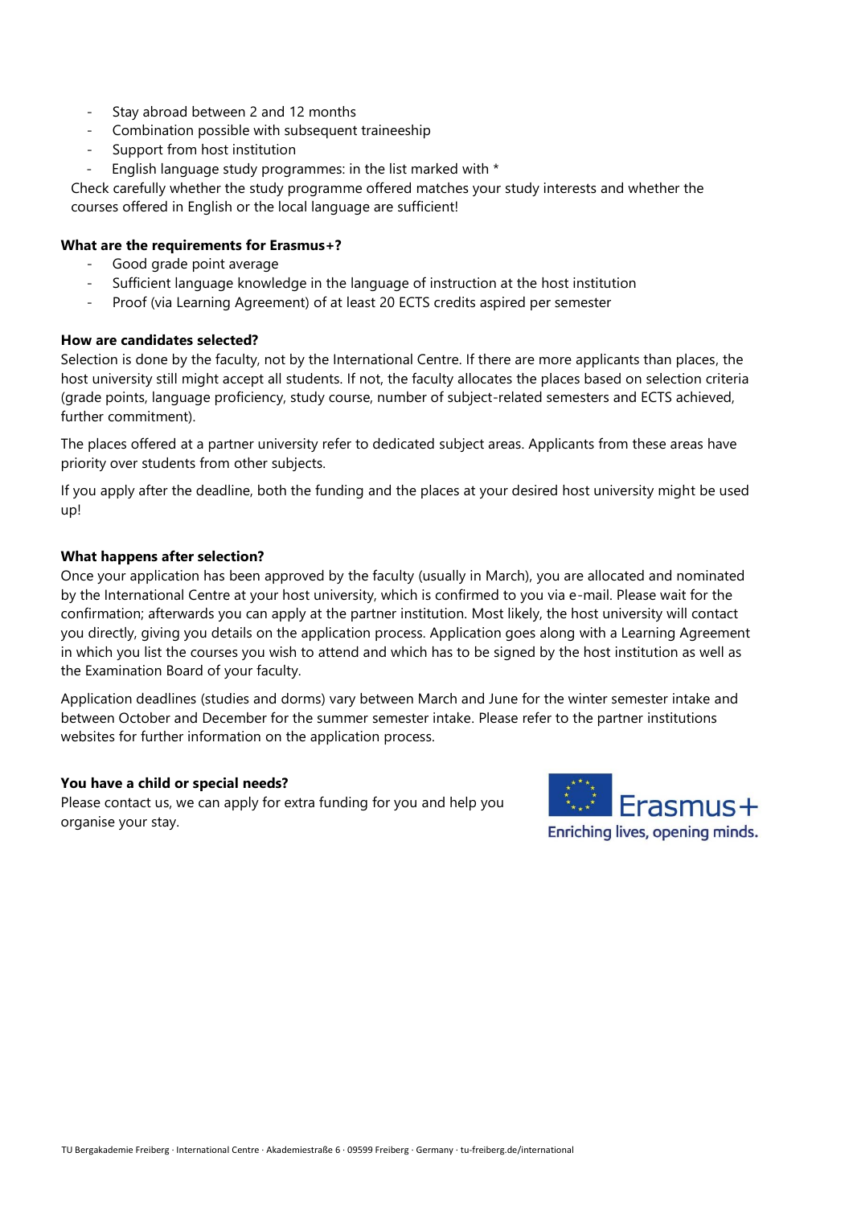- Stay abroad between 2 and 12 months
- Combination possible with subsequent traineeship
- Support from host institution
- English language study programmes: in the list marked with *

Check carefully whether the study programme offered matches your study interests and whether the courses offered in English or the local language are sufficient!

**What are the requirements for Erasmus+?**

- Good grade point average
- Sufficient language knowledge in the language of instruction at the host institution
- Proof (via Learning Agreement) of at least 20 ECTS credits aspired per semester

**How are candidates selected?**

Selection is done by the faculty, not by the International Centre. If there are more applicants than places, the host university still might accept all students. If not, the faculty allocates the places based on selection criteria (grade points, language proficiency, study course, number of subject-related semesters and ECTS achieved, further commitment).

The places offered at a partner university refer to dedicated subject areas. Applicants from these areas have priority over students from other subjects.

If you apply after the deadline, both the funding and the places at your desired host university might be used up!

**What happens after selection?**

Once your application has been approved by the faculty (usually in March), you are allocated and nominated by the International Centre at your host university, which is confirmed to you via e-mail. Please wait for the confirmation; afterwards you can apply at the partner institution. Most likely, the host university will contact you directly, giving you details on the application process. Application goes along with a Learning Agreement in which you list the courses you wish to attend and which has to be signed by the host institution as well as the Examination Board of your faculty.

Application deadlines (studies and dorms) vary between March and June for the winter semester intake and between October and December for the summer semester intake. Please refer to the partner institutions websites for further information on the application process.

**You have a child or special needs?**

Please contact us, we can apply for extra funding for you and help you organise your stay.

Erasmus+
Enriching lives, opening minds.